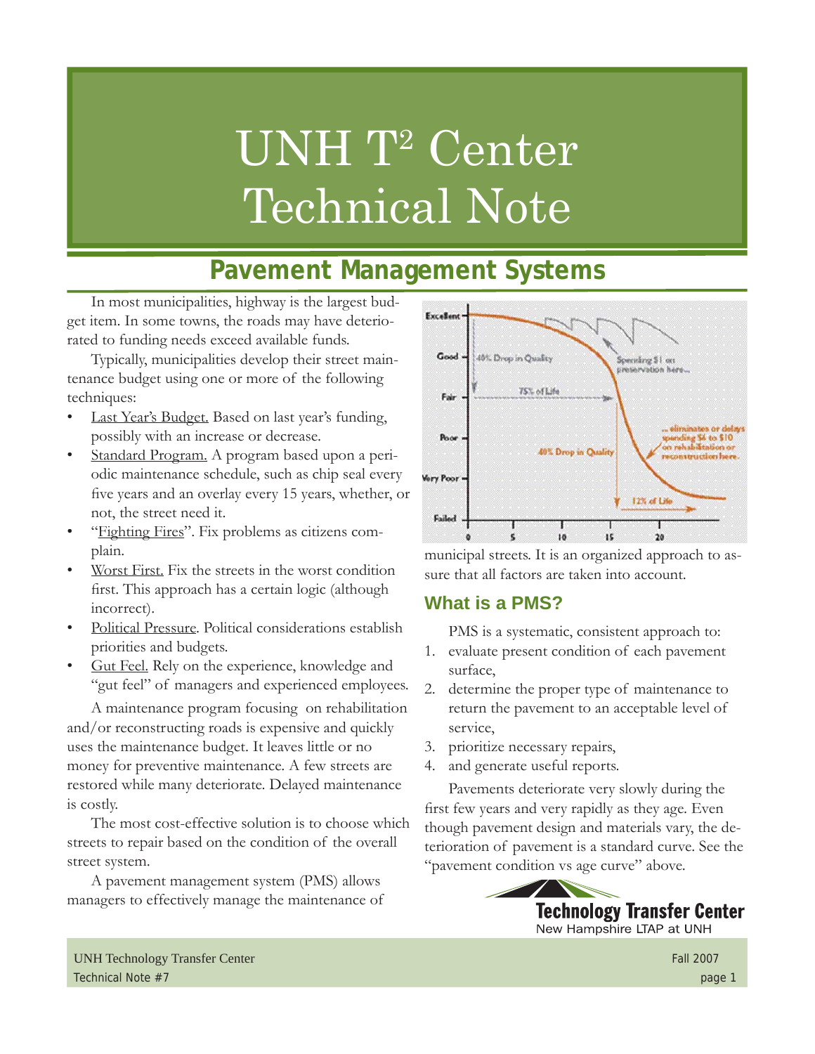# UNH T² Center Technical Note

## Pavement Management Systems

In most municipalities, highway is the largest budget item. In some towns, the roads may have deteriorated to funding needs exceed available funds.

Typically, municipalities develop their street maintenance budget using one or more of the following techniques:

- Last Year's Budget. Based on last year's funding, possibly with an increase or decrease.
- Standard Program. A program based upon a periodic maintenance schedule, such as chip seal every five years and an overlay every 15 years, whether, or not, the street need it.
- "Fighting Fires". Fix problems as citizens complain.
- Worst First. Fix the streets in the worst condition first. This approach has a certain logic (although incorrect).
- Political Pressure. Political considerations establish priorities and budgets.
- Gut Feel. Rely on the experience, knowledge and "gut feel" of managers and experienced employees.

A maintenance program focusing on rehabilitation and/or reconstructing roads is expensive and quickly uses the maintenance budget. It leaves little or no money for preventive maintenance. A few streets are restored while many deteriorate. Delayed maintenance is costly.

The most cost-effective solution is to choose which streets to repair based on the condition of the overall street system.

A pavement management system (PMS) allows managers to effectively manage the maintenance of municipal streets. It is an organized approach to assure that all factors are taken into account.

### What is a PMS?

PMS is a systematic, consistent approach to:

1. evaluate present condition of each pavement surface,
2. determine the proper type of maintenance to return the pavement to an acceptable level of service,
3. prioritize necessary repairs,
4. and generate useful reports.

Pavements deteriorate very slowly during the first few years and very rapidly as they age. Even though pavement design and materials vary, the deterioration of pavement is a standard curve. See the "pavement condition vs age curve" above.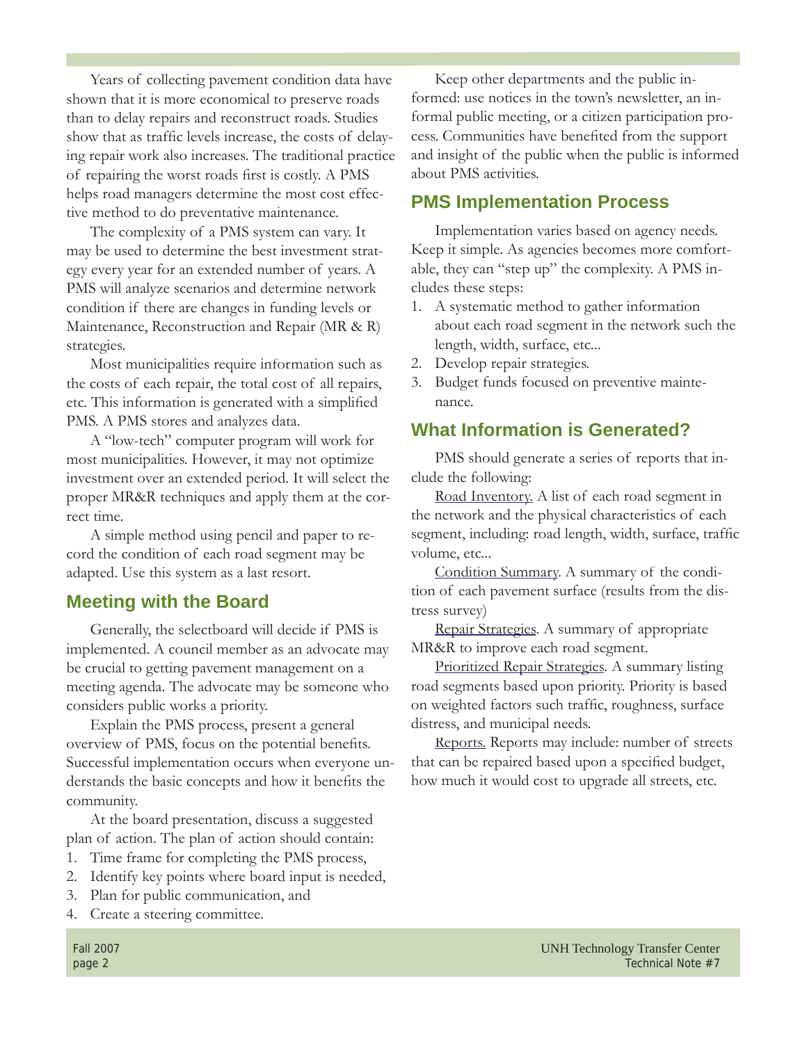Years of collecting pavement condition data have shown that it is more economical to preserve roads than to delay repairs and reconstruct roads. Studies show that as traffic levels increase, the costs of delaying repair work also increases. The traditional practice of repairing the worst roads first is costly. A PMS helps road managers determine the most cost effective method to do preventative maintenance.

The complexity of a PMS system can vary. It may be used to determine the best investment strategy every year for an extended number of years. A PMS will analyze scenarios and determine network condition if there are changes in funding levels or Maintenance, Reconstruction and Repair (MR & R) strategies.

Most municipalities require information such as the costs of each repair, the total cost of all repairs, etc. This information is generated with a simplified PMS. A PMS stores and analyzes data.

A "low-tech" computer program will work for most municipalities. However, it may not optimize investment over an extended period. It will select the proper MR&R techniques and apply them at the correct time.

A simple method using pencil and paper to record the condition of each road segment may be adapted. Use this system as a last resort.

## Meeting with the Board

Generally, the selectboard will decide if PMS is implemented. A council member as an advocate may be crucial to getting pavement management on a meeting agenda. The advocate may be someone who considers public works a priority.

Explain the PMS process, present a general overview of PMS, focus on the potential benefits. Successful implementation occurs when everyone understands the basic concepts and how it benefits the community.

At the board presentation, discuss a suggested plan of action. The plan of action should contain:

1. Time frame for completing the PMS process,
2. Identify key points where board input is needed,
3. Plan for public communication, and
4. Create a steering committee.

Keep other departments and the public informed: use notices in the town's newsletter, an informal public meeting, or a citizen participation process. Communities have benefited from the support and insight of the public when the public is informed about PMS activities.

## PMS Implementation Process

Implementation varies based on agency needs. Keep it simple. As agencies becomes more comfortable, they can "step up" the complexity. A PMS includes these steps:

1. A systematic method to gather information about each road segment in the network such the length, width, surface, etc...
2. Develop repair strategies.
3. Budget funds focused on preventive maintenance.

## What Information is Generated?

PMS should generate a series of reports that include the following:

Road Inventory. A list of each road segment in the network and the physical characteristics of each segment, including: road length, width, surface, traffic volume, etc...

Condition Summary. A summary of the condition of each pavement surface (results from the distress survey)

Repair Strategies. A summary of appropriate MR&R to improve each road segment.

Prioritized Repair Strategies. A summary listing road segments based upon priority. Priority is based on weighted factors such traffic, roughness, surface distress, and municipal needs.

Reports. Reports may include: number of streets that can be repaired based upon a specified budget, how much it would cost to upgrade all streets, etc.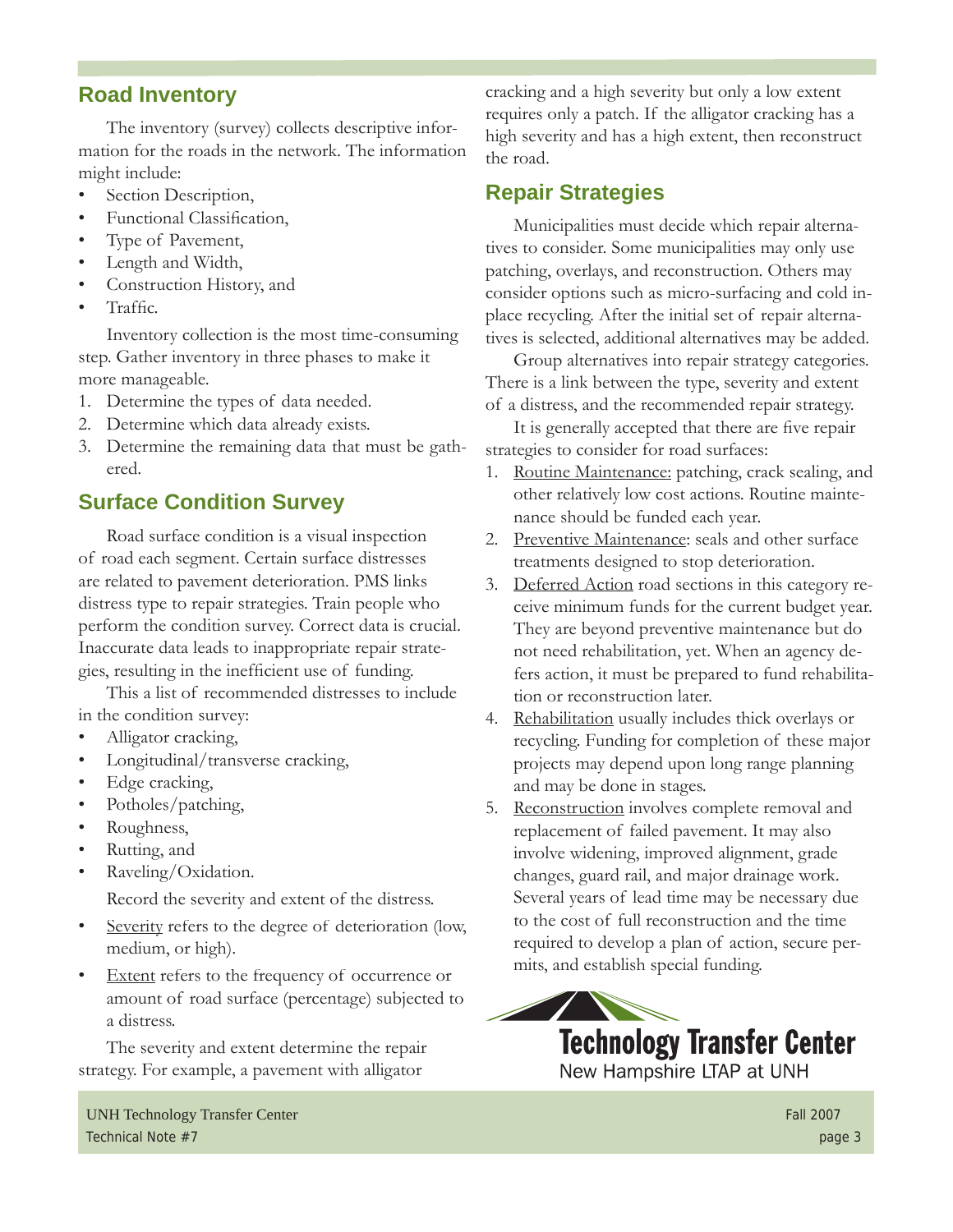## Road Inventory

The inventory (survey) collects descriptive information for the roads in the network. The information might include:

- Section Description,
- Functional Classification,
- Type of Pavement,
- Length and Width,
- Construction History, and
- Traffic.

Inventory collection is the most time-consuming step. Gather inventory in three phases to make it more manageable.

1. Determine the types of data needed.
2. Determine which data already exists.
3. Determine the remaining data that must be gathered.

## Surface Condition Survey

Road surface condition is a visual inspection of road each segment. Certain surface distresses are related to pavement deterioration. PMS links distress type to repair strategies. Train people who perform the condition survey. Correct data is crucial. Inaccurate data leads to inappropriate repair strategies, resulting in the inefficient use of funding.

This a list of recommended distresses to include in the condition survey:

- Alligator cracking,
- Longitudinal/transverse cracking,
- Edge cracking,
- Potholes/patching,
- Roughness,
- Rutting, and
- Raveling/Oxidation.

Record the severity and extent of the distress.

- Severity refers to the degree of deterioration (low, medium, or high).
- Extent refers to the frequency of occurrence or amount of road surface (percentage) subjected to a distress.

The severity and extent determine the repair strategy. For example, a pavement with alligator cracking and a high severity but only a low extent requires only a patch. If the alligator cracking has a high severity and has a high extent, then reconstruct the road.

## Repair Strategies

Municipalities must decide which repair alternatives to consider. Some municipalities may only use patching, overlays, and reconstruction. Others may consider options such as micro-surfacing and cold in-place recycling. After the initial set of repair alternatives is selected, additional alternatives may be added.

Group alternatives into repair strategy categories. There is a link between the type, severity and extent of a distress, and the recommended repair strategy.

It is generally accepted that there are five repair strategies to consider for road surfaces:

1. Routine Maintenance: patching, crack sealing, and other relatively low cost actions. Routine maintenance should be funded each year.
2. Preventive Maintenance: seals and other surface treatments designed to stop deterioration.
3. Deferred Action road sections in this category receive minimum funds for the current budget year. They are beyond preventive maintenance but do not need rehabilitation, yet. When an agency defers action, it must be prepared to fund rehabilitation or reconstruction later.
4. Rehabilitation usually includes thick overlays or recycling. Funding for completion of these major projects may depend upon long range planning and may be done in stages.
5. Reconstruction involves complete removal and replacement of failed pavement. It may also involve widening, improved alignment, grade changes, guard rail, and major drainage work. Several years of lead time may be necessary due to the cost of full reconstruction and the time required to develop a plan of action, secure permits, and establish special funding.

**Technology Transfer Center**
New Hampshire LTAP at UNH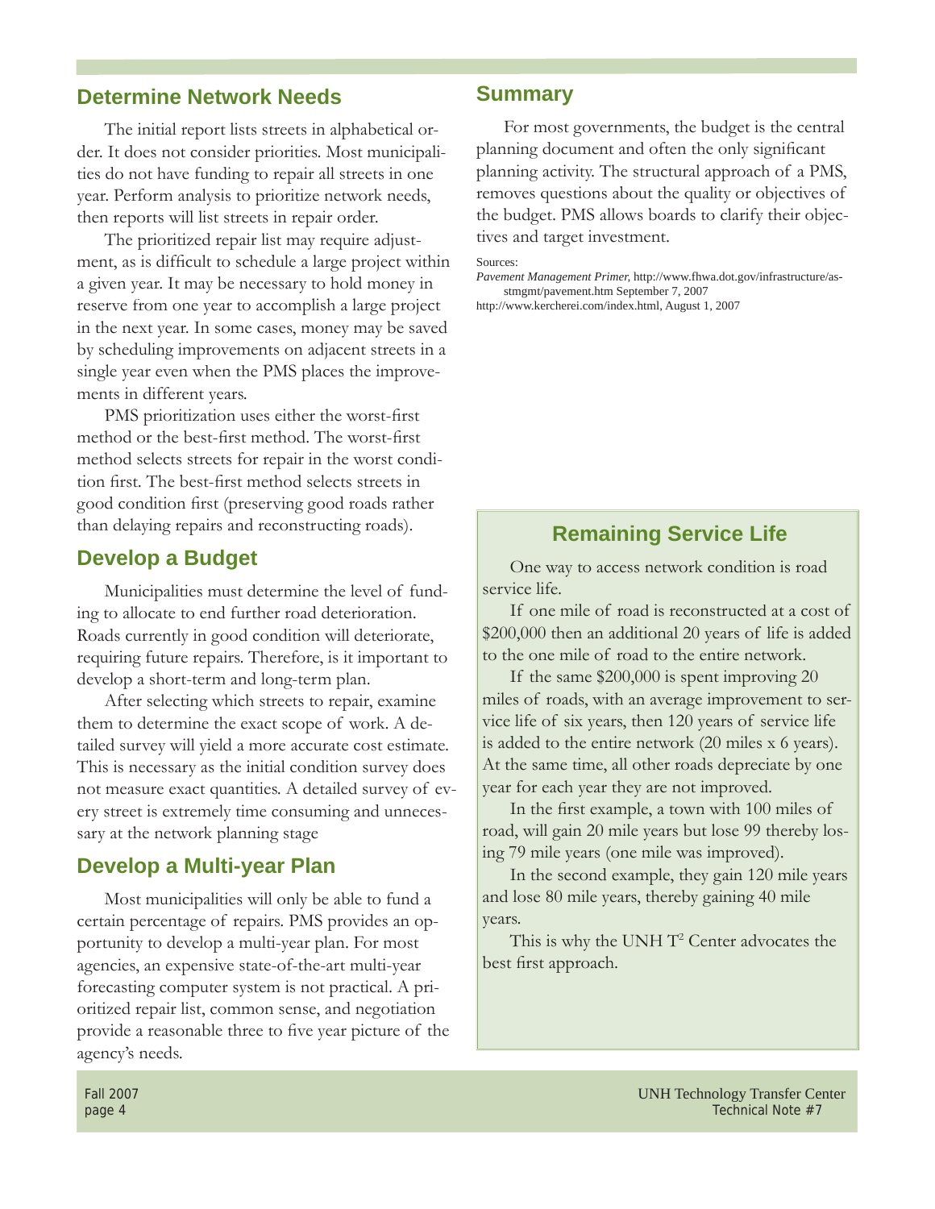## Determine Network Needs

The initial report lists streets in alphabetical order. It does not consider priorities. Most municipalities do not have funding to repair all streets in one year. Perform analysis to prioritize network needs, then reports will list streets in repair order.

The prioritized repair list may require adjustment, as is difficult to schedule a large project within a given year. It may be necessary to hold money in reserve from one year to accomplish a large project in the next year. In some cases, money may be saved by scheduling improvements on adjacent streets in a single year even when the PMS places the improvements in different years.

PMS prioritization uses either the worst-first method or the best-first method. The worst-first method selects streets for repair in the worst condition first. The best-first method selects streets in good condition first (preserving good roads rather than delaying repairs and reconstructing roads).

## Develop a Budget

Municipalities must determine the level of funding to allocate to end further road deterioration. Roads currently in good condition will deteriorate, requiring future repairs. Therefore, is it important to develop a short-term and long-term plan.

After selecting which streets to repair, examine them to determine the exact scope of work. A detailed survey will yield a more accurate cost estimate. This is necessary as the initial condition survey does not measure exact quantities. A detailed survey of every street is extremely time consuming and unnecessary at the network planning stage

## Develop a Multi-year Plan

Most municipalities will only be able to fund a certain percentage of repairs. PMS provides an opportunity to develop a multi-year plan. For most agencies, an expensive state-of-the-art multi-year forecasting computer system is not practical. A prioritized repair list, common sense, and negotiation provide a reasonable three to five year picture of the agency's needs.

## Summary

For most governments, the budget is the central planning document and often the only significant planning activity. The structural approach of a PMS, removes questions about the quality or objectives of the budget. PMS allows boards to clarify their objectives and target investment.

Sources:

*Pavement Management Primer,* http://www.fhwa.dot.gov/infrastructure/asstmgmt/pavement.htm September 7, 2007

http://www.kercherei.com/index.html, August 1, 2007

## Remaining Service Life

One way to access network condition is road service life.

If one mile of road is reconstructed at a cost of $200,000 then an additional 20 years of life is added to the one mile of road to the entire network.

If the same $200,000 is spent improving 20 miles of roads, with an average improvement to service life of six years, then 120 years of service life is added to the entire network (20 miles x 6 years). At the same time, all other roads depreciate by one year for each year they are not improved.

In the first example, a town with 100 miles of road, will gain 20 mile years but lose 99 thereby losing 79 mile years (one mile was improved).

In the second example, they gain 120 mile years and lose 80 mile years, thereby gaining 40 mile years.

This is why the UNH $T^2$ Center advocates the best first approach.